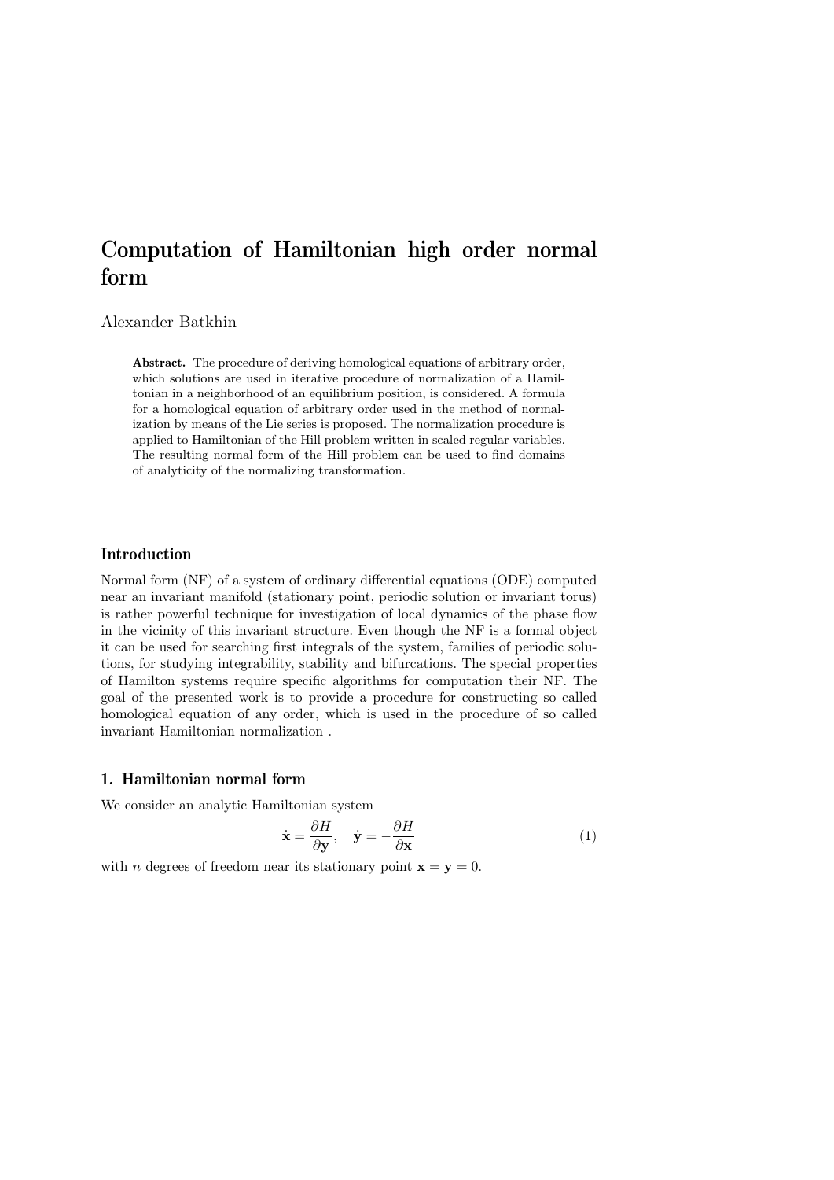# Computation of Hamiltonian high order normal form

Alexander Batkhin

**Abstract.** The procedure of deriving homological equations of arbitrary order, which solutions are used in iterative procedure of normalization of a Hamiltonian in a neighborhood of an equilibrium position, is considered. A formula for a homological equation of arbitrary order used in the method of normalization by means of the Lie series is proposed. The normalization procedure is applied to Hamiltonian of the Hill problem written in scaled regular variables. The resulting normal form of the Hill problem can be used to find domains of analyticity of the normalizing transformation.

## Introduction

Normal form (NF) of a system of ordinary differential equations (ODE) computed near an invariant manifold (stationary point, periodic solution or invariant torus) is rather powerful technique for investigation of local dynamics of the phase flow in the vicinity of this invariant structure. Even though the NF is a formal object it can be used for searching first integrals of the system, families of periodic solutions, for studying integrability, stability and bifurcations. The special properties of Hamilton systems require specific algorithms for computation their NF. The goal of the presented work is to provide a procedure for constructing so called homological equation of any order, which is used in the procedure of so called invariant Hamiltonian normalization .

## 1. Hamiltonian normal form

We consider an analytic Hamiltonian system

$$\dot{\mathbf{x}} = \frac{\partial H}{\partial \mathbf{y}}, \quad \dot{\mathbf{y}} = -\frac{\partial H}{\partial \mathbf{x}} \tag{1}$$

with $n$ degrees of freedom near its stationary point $\mathbf{x} = \mathbf{y} = 0$.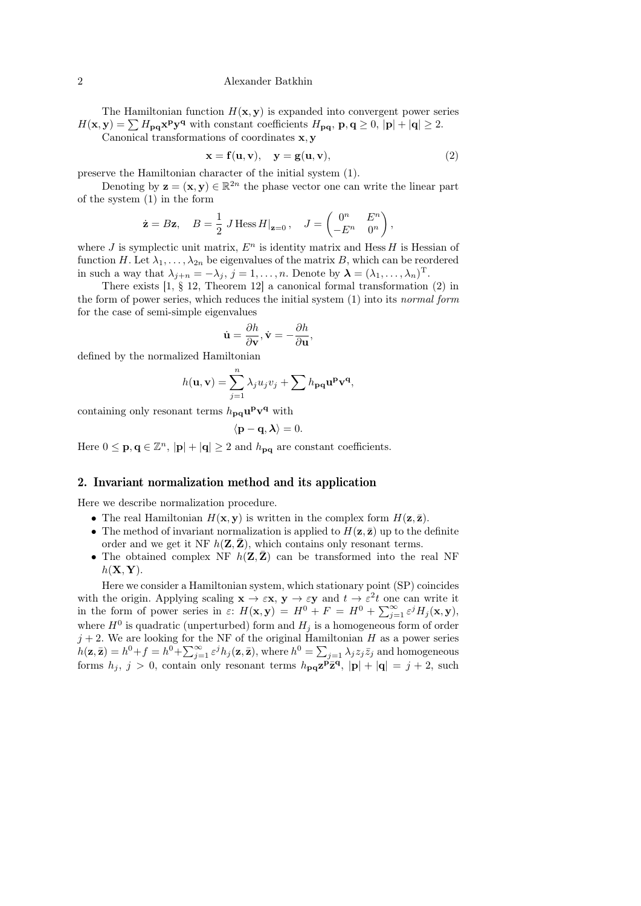The Hamiltonian function $H(\mathbf{x},\mathbf{y})$ is expanded into convergent power series $H(\mathbf{x},\mathbf{y}) = \sum H_{\mathbf{pq}}\mathbf{x}^{\mathbf{p}}\mathbf{y}^{\mathbf{q}}$ with constant coefficients $H_{\mathbf{pq}}$, $\mathbf{p},\mathbf{q} \geq 0$, $|\mathbf{p}|+|\mathbf{q}| \geq 2$.

Canonical transformations of coordinates $\mathbf{x},\mathbf{y}$

$$\mathbf{x} = \mathbf{f}(\mathbf{u},\mathbf{v}), \quad \mathbf{y} = \mathbf{g}(\mathbf{u},\mathbf{v}), \tag{2}$$

preserve the Hamiltonian character of the initial system (1).

Denoting by $\mathbf{z} = (\mathbf{x},\mathbf{y}) \in \mathbb{R}^{2n}$ the phase vector one can write the linear part of the system (1) in the form

$$\dot{\mathbf{z}} = B\mathbf{z}, \quad B = \frac{1}{2}\, J\,\mathrm{Hess}\, H|_{\mathbf{z}=0}\,, \quad J = \begin{pmatrix} 0^n & E^n \\ -E^n & 0^n \end{pmatrix},$$

where $J$ is symplectic unit matrix, $E^n$ is identity matrix and $\mathrm{Hess}\, H$ is Hessian of function $H$. Let $\lambda_1,\ldots,\lambda_{2n}$ be eigenvalues of the matrix $B$, which can be reordered in such a way that $\lambda_{j+n} = -\lambda_j$, $j = 1,\ldots,n$. Denote by $\boldsymbol{\lambda} = (\lambda_1,\ldots,\lambda_n)^{\mathrm{T}}$.

There exists [1, § 12, Theorem 12] a canonical formal transformation (2) in the form of power series, which reduces the initial system (1) into its *normal form* for the case of semi-simple eigenvalues

$$\dot{\mathbf{u}} = \frac{\partial h}{\partial \mathbf{v}}, \dot{\mathbf{v}} = -\frac{\partial h}{\partial \mathbf{u}},$$

defined by the normalized Hamiltonian

$$h(\mathbf{u},\mathbf{v}) = \sum_{j=1}^{n} \lambda_j u_j v_j + \sum h_{\mathbf{pq}}\mathbf{u}^{\mathbf{p}}\mathbf{v}^{\mathbf{q}},$$

containing only resonant terms $h_{\mathbf{pq}}\mathbf{u}^{\mathbf{p}}\mathbf{v}^{\mathbf{q}}$ with

$$\langle \mathbf{p}-\mathbf{q}, \boldsymbol{\lambda}\rangle = 0.$$

Here $0 \leq \mathbf{p},\mathbf{q} \in \mathbb{Z}^n$, $|\mathbf{p}|+|\mathbf{q}| \geq 2$ and $h_{\mathbf{pq}}$ are constant coefficients.

## 2. Invariant normalization method and its application

Here we describe normalization procedure.

- The real Hamiltonian $H(\mathbf{x},\mathbf{y})$ is written in the complex form $H(\mathbf{z},\bar{\mathbf{z}})$.
- The method of invariant normalization is applied to $H(\mathbf{z},\bar{\mathbf{z}})$ up to the definite order and we get it NF $h(\mathbf{Z},\bar{\mathbf{Z}})$, which contains only resonant terms.
- The obtained complex NF $h(\mathbf{Z},\bar{\mathbf{Z}})$ can be transformed into the real NF $h(\mathbf{X},\mathbf{Y})$.

Here we consider a Hamiltonian system, which stationary point (SP) coincides with the origin. Applying scaling $\mathbf{x} \to \varepsilon\mathbf{x}$, $\mathbf{y} \to \varepsilon\mathbf{y}$ and $t \to \varepsilon^2 t$ one can write it in the form of power series in $\varepsilon$: $H(\mathbf{x},\mathbf{y}) = H^0 + F = H^0 + \sum_{j=1}^{\infty} \varepsilon^j H_j(\mathbf{x},\mathbf{y})$, where $H^0$ is quadratic (unperturbed) form and $H_j$ is a homogeneous form of order $j+2$. We are looking for the NF of the original Hamiltonian $H$ as a power series $h(\mathbf{z},\bar{\mathbf{z}}) = h^0 + f = h^0 + \sum_{j=1}^{\infty} \varepsilon^j h_j(\mathbf{z},\bar{\mathbf{z}})$, where $h^0 = \sum_{j=1} \lambda_j z_j \bar{z}_j$ and homogeneous forms $h_j$, $j > 0$, contain only resonant terms $h_{\mathbf{pq}}\mathbf{z}^{\mathbf{p}}\bar{\mathbf{z}}^{\mathbf{q}}$, $|\mathbf{p}|+|\mathbf{q}| = j+2$, such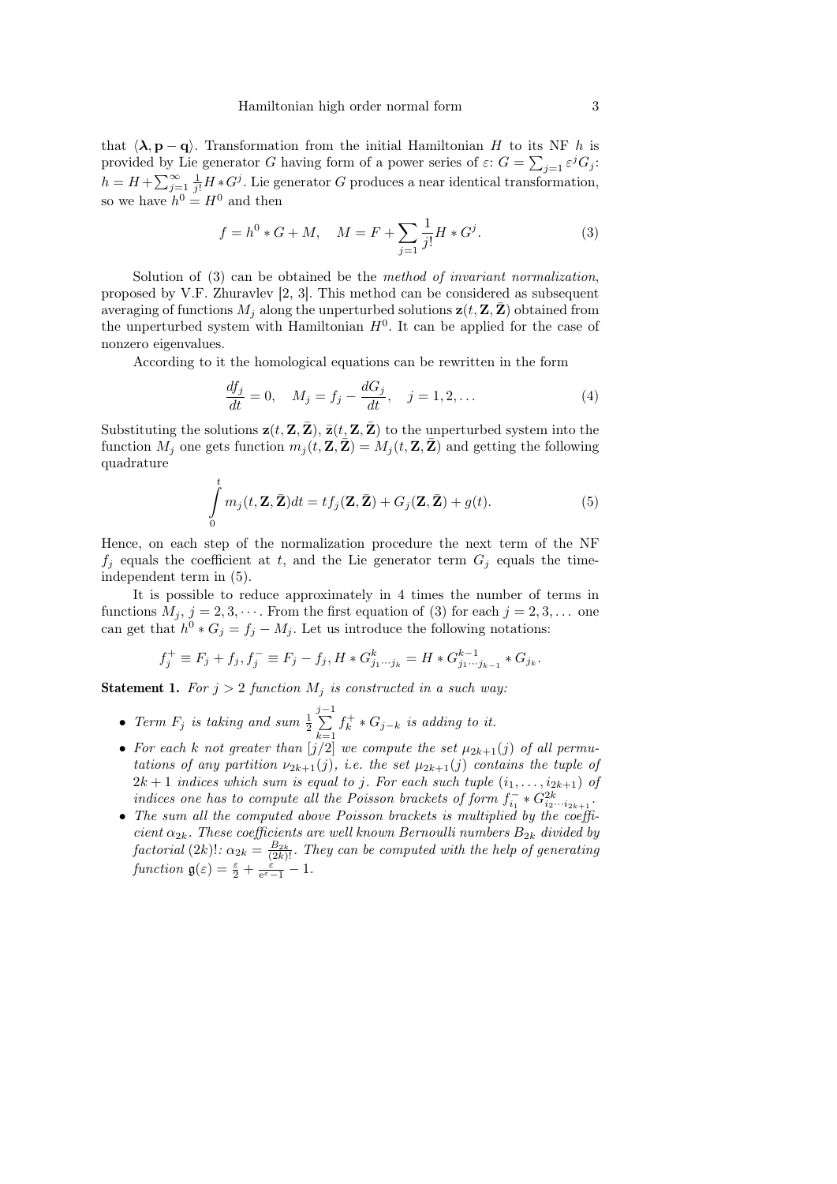that $\langle \boldsymbol{\lambda}, \mathbf{p} - \mathbf{q} \rangle$. Transformation from the initial Hamiltonian $H$ to its NF $h$ is provided by Lie generator $G$ having form of a power series of $\varepsilon$: $G = \sum_{j=1} \varepsilon^j G_j$: $h = H + \sum_{j=1}^{\infty} \frac{1}{j!} H * G^j$. Lie generator $G$ produces a near identical transformation, so we have $h^0 = H^0$ and then

$$f = h^0 * G + M, \quad M = F + \sum_{j=1} \frac{1}{j!} H * G^j. \tag{3}$$

Solution of (3) can be obtained be the *method of invariant normalization*, proposed by V.F. Zhuravlev [2, 3]. This method can be considered as subsequent averaging of functions $M_j$ along the unperturbed solutions $\mathbf{z}(t, \mathbf{Z}, \bar{\mathbf{Z}})$ obtained from the unperturbed system with Hamiltonian $H^0$. It can be applied for the case of nonzero eigenvalues.

According to it the homological equations can be rewritten in the form

$$\frac{df_j}{dt} = 0, \quad M_j = f_j - \frac{dG_j}{dt}, \quad j = 1, 2, \ldots \tag{4}$$

Substituting the solutions $\mathbf{z}(t, \mathbf{Z}, \bar{\mathbf{Z}})$, $\bar{\mathbf{z}}(t, \mathbf{Z}, \bar{\mathbf{Z}})$ to the unperturbed system into the function $M_j$ one gets function $m_j(t, \mathbf{Z}, \bar{\mathbf{Z}}) = M_j(t, \mathbf{Z}, \bar{\mathbf{Z}})$ and getting the following quadrature

$$\int_0^t m_j(t, \mathbf{Z}, \bar{\mathbf{Z}}) dt = t f_j(\mathbf{Z}, \bar{\mathbf{Z}}) + G_j(\mathbf{Z}, \bar{\mathbf{Z}}) + g(t). \tag{5}$$

Hence, on each step of the normalization procedure the next term of the NF $f_j$ equals the coefficient at $t$, and the Lie generator term $G_j$ equals the time-independent term in (5).

It is possible to reduce approximately in 4 times the number of terms in functions $M_j$, $j = 2, 3, \cdots$. From the first equation of (3) for each $j = 2, 3, \ldots$ one can get that $h^0 * G_j = f_j - M_j$. Let us introduce the following notations:

$$f_j^+ \equiv F_j + f_j, f_j^- \equiv F_j - f_j, H * G_{j_1 \cdots j_k}^k = H * G_{j_1 \cdots j_{k-1}}^{k-1} * G_{j_k}.$$

**Statement 1.** *For $j > 2$ function $M_j$ is constructed in a such way:*

- *Term $F_j$ is taking and sum $\frac{1}{2} \sum\limits_{k=1}^{j-1} f_k^+ * G_{j-k}$ is adding to it.*
- *For each $k$ not greater than $[j/2]$ we compute the set $\mu_{2k+1}(j)$ of all permutations of any partition $\nu_{2k+1}(j)$, i.e. the set $\mu_{2k+1}(j)$ contains the tuple of $2k+1$ indices which sum is equal to $j$. For each such tuple $(i_1, \ldots, i_{2k+1})$ of indices one has to compute all the Poisson brackets of form $f_{i_1}^- * G_{i_2 \cdots i_{2k+1}}^{2k}$.*
- *The sum all the computed above Poisson brackets is multiplied by the coefficient $\alpha_{2k}$. These coefficients are well known Bernoulli numbers $B_{2k}$ divided by factorial $(2k)!$: $\alpha_{2k} = \frac{B_{2k}}{(2k)!}$. They can be computed with the help of generating function $\mathfrak{g}(\varepsilon) = \frac{\varepsilon}{2} + \frac{\varepsilon}{e^{\varepsilon} - 1} - 1$.*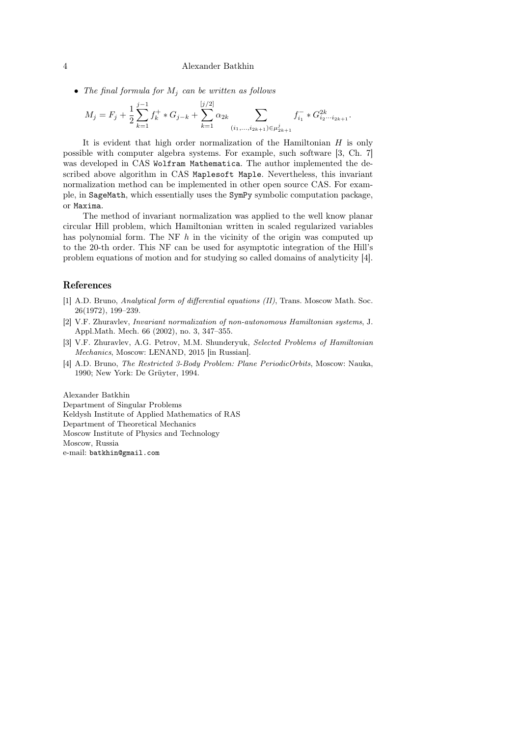- *The final formula for $M_j$ can be written as follows*

$$M_j = F_j + \frac{1}{2}\sum_{k=1}^{j-1} f_k^+ * G_{j-k} + \sum_{k=1}^{[j/2]} \alpha_{2k} \sum_{(i_1,\ldots,i_{2k+1})\in\mu_{2k+1}^j} f_{i_1}^- * G_{i_2\cdots i_{2k+1}}^{2k}.$$

It is evident that high order normalization of the Hamiltonian $H$ is only possible with computer algebra systems. For example, such software [3, Ch. 7] was developed in CAS `Wolfram Mathematica`. The author implemented the described above algorithm in CAS `Maplesoft Maple`. Nevertheless, this invariant normalization method can be implemented in other open source CAS. For example, in `SageMath`, which essentially uses the `SymPy` symbolic computation package, or `Maxima`.

The method of invariant normalization was applied to the well know planar circular Hill problem, which Hamiltonian written in scaled regularized variables has polynomial form. The NF $h$ in the vicinity of the origin was computed up to the 20-th order. This NF can be used for asymptotic integration of the Hill's problem equations of motion and for studying so called domains of analyticity [4].

## References

[1] A.D. Bruno, *Analytical form of differential equations (II)*, Trans. Moscow Math. Soc. 26(1972), 199–239.

[2] V.F. Zhuravlev, *Invariant normalization of non-autonomous Hamiltonian systems*, J. Appl.Math. Mech. 66 (2002), no. 3, 347–355.

[3] V.F. Zhuravlev, A.G. Petrov, M.M. Shunderyuk, *Selected Problems of Hamiltonian Mechanics*, Moscow: LENAND, 2015 [in Russian].

[4] A.D. Bruno, *The Restricted 3-Body Problem: Plane PeriodicOrbits*, Moscow: Nauka, 1990; New York: De Grüyter, 1994.

Alexander Batkhin
Department of Singular Problems
Keldysh Institute of Applied Mathematics of RAS
Department of Theoretical Mechanics
Moscow Institute of Physics and Technology
Moscow, Russia
e-mail: `batkhin@gmail.com`